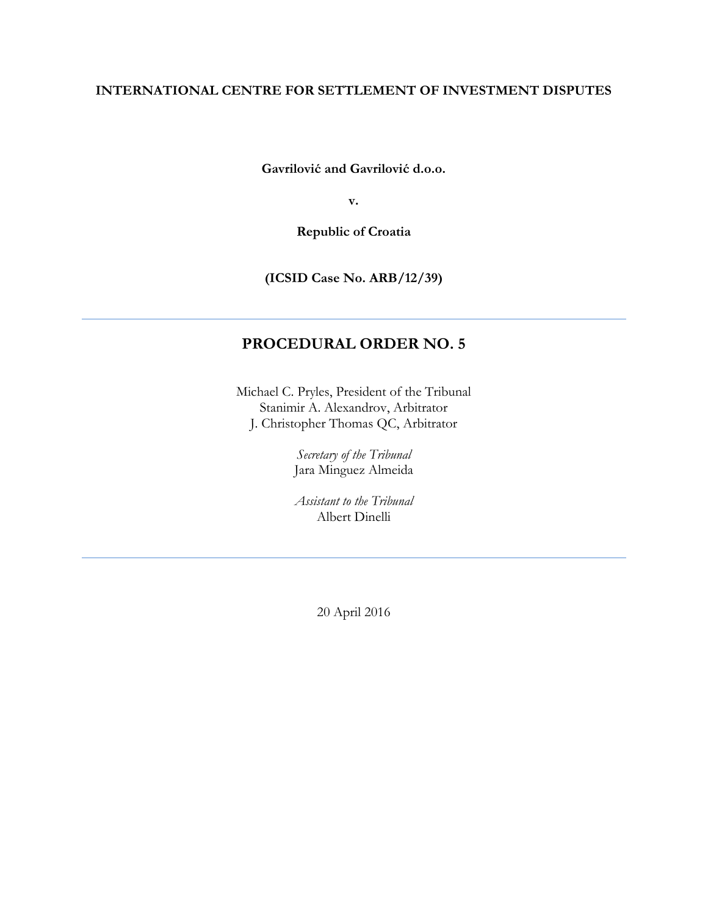**INTERNATIONAL CENTRE FOR SETTLEMENT OF INVESTMENT DISPUTES**

**Gavrilović and Gavrilović d.o.o.**

**v.**

**Republic of Croatia**

**(ICSID Case No. ARB/12/39)**

---

# PROCEDURAL ORDER NO. 5

Michael C. Pryles, President of the Tribunal
Stanimir A. Alexandrov, Arbitrator
J. Christopher Thomas QC, Arbitrator

*Secretary of the Tribunal*
Jara Minguez Almeida

*Assistant to the Tribunal*
Albert Dinelli

---

20 April 2016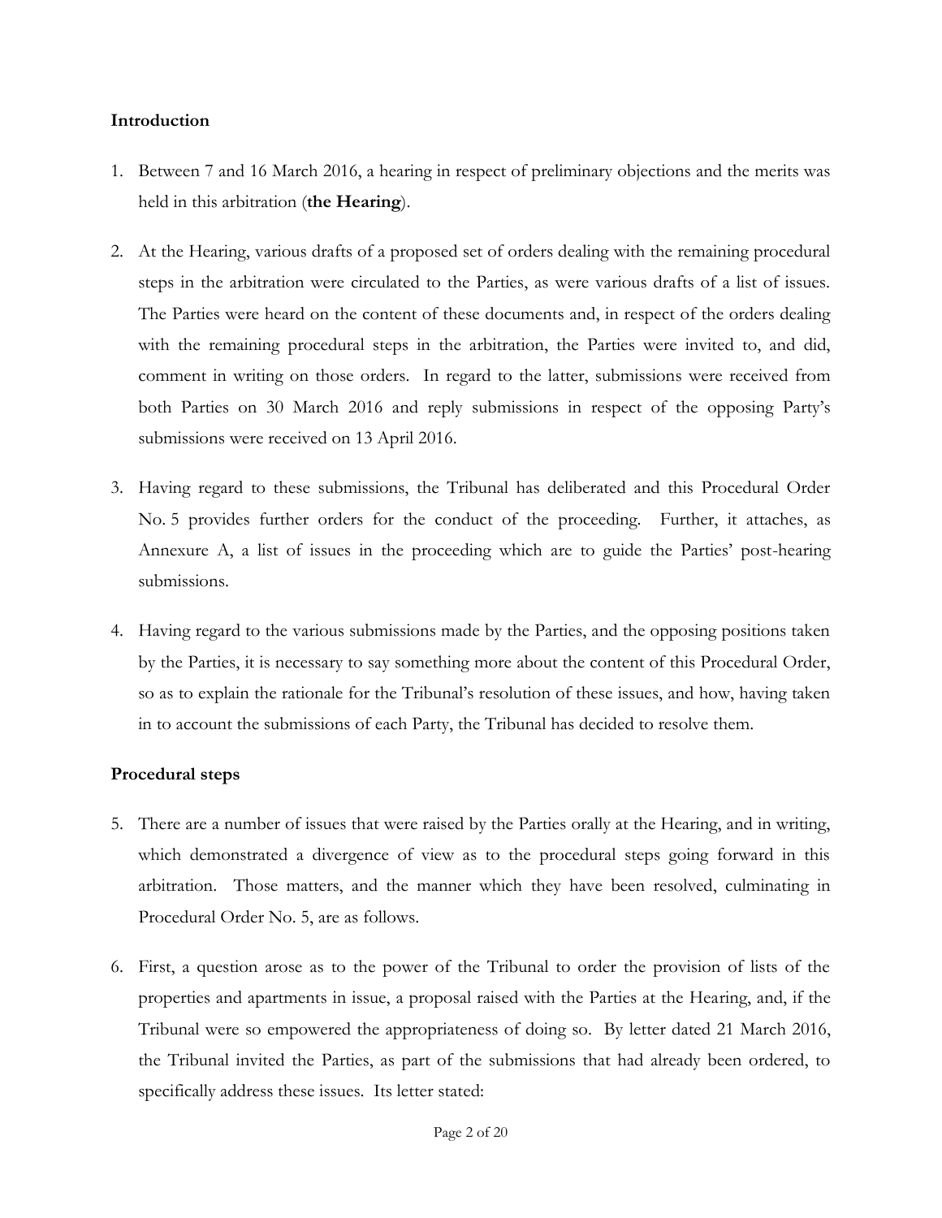**Introduction**

1. Between 7 and 16 March 2016, a hearing in respect of preliminary objections and the merits was held in this arbitration (**the Hearing**).

2. At the Hearing, various drafts of a proposed set of orders dealing with the remaining procedural steps in the arbitration were circulated to the Parties, as were various drafts of a list of issues. The Parties were heard on the content of these documents and, in respect of the orders dealing with the remaining procedural steps in the arbitration, the Parties were invited to, and did, comment in writing on those orders. In regard to the latter, submissions were received from both Parties on 30 March 2016 and reply submissions in respect of the opposing Party's submissions were received on 13 April 2016.

3. Having regard to these submissions, the Tribunal has deliberated and this Procedural Order No. 5 provides further orders for the conduct of the proceeding. Further, it attaches, as Annexure A, a list of issues in the proceeding which are to guide the Parties' post-hearing submissions.

4. Having regard to the various submissions made by the Parties, and the opposing positions taken by the Parties, it is necessary to say something more about the content of this Procedural Order, so as to explain the rationale for the Tribunal's resolution of these issues, and how, having taken in to account the submissions of each Party, the Tribunal has decided to resolve them.

**Procedural steps**

5. There are a number of issues that were raised by the Parties orally at the Hearing, and in writing, which demonstrated a divergence of view as to the procedural steps going forward in this arbitration. Those matters, and the manner which they have been resolved, culminating in Procedural Order No. 5, are as follows.

6. First, a question arose as to the power of the Tribunal to order the provision of lists of the properties and apartments in issue, a proposal raised with the Parties at the Hearing, and, if the Tribunal were so empowered the appropriateness of doing so. By letter dated 21 March 2016, the Tribunal invited the Parties, as part of the submissions that had already been ordered, to specifically address these issues. Its letter stated: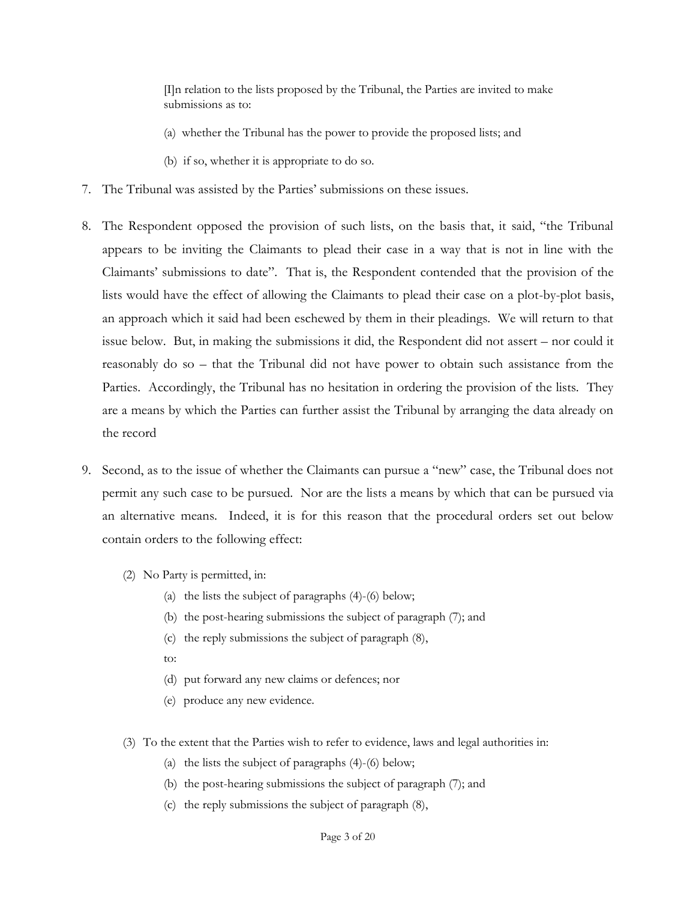> [I]n relation to the lists proposed by the Tribunal, the Parties are invited to make submissions as to:
>
> (a) whether the Tribunal has the power to provide the proposed lists; and
>
> (b) if so, whether it is appropriate to do so.

7. The Tribunal was assisted by the Parties' submissions on these issues.

8. The Respondent opposed the provision of such lists, on the basis that, it said, "the Tribunal appears to be inviting the Claimants to plead their case in a way that is not in line with the Claimants' submissions to date". That is, the Respondent contended that the provision of the lists would have the effect of allowing the Claimants to plead their case on a plot-by-plot basis, an approach which it said had been eschewed by them in their pleadings. We will return to that issue below. But, in making the submissions it did, the Respondent did not assert – nor could it reasonably do so – that the Tribunal did not have power to obtain such assistance from the Parties. Accordingly, the Tribunal has no hesitation in ordering the provision of the lists. They are a means by which the Parties can further assist the Tribunal by arranging the data already on the record

9. Second, as to the issue of whether the Claimants can pursue a "new" case, the Tribunal does not permit any such case to be pursued. Nor are the lists a means by which that can be pursued via an alternative means. Indeed, it is for this reason that the procedural orders set out below contain orders to the following effect:

   (2) No Party is permitted, in:
      (a) the lists the subject of paragraphs (4)-(6) below;
      (b) the post-hearing submissions the subject of paragraph (7); and
      (c) the reply submissions the subject of paragraph (8),

      to:

      (d) put forward any new claims or defences; nor
      (e) produce any new evidence.

   (3) To the extent that the Parties wish to refer to evidence, laws and legal authorities in:
      (a) the lists the subject of paragraphs (4)-(6) below;
      (b) the post-hearing submissions the subject of paragraph (7); and
      (c) the reply submissions the subject of paragraph (8),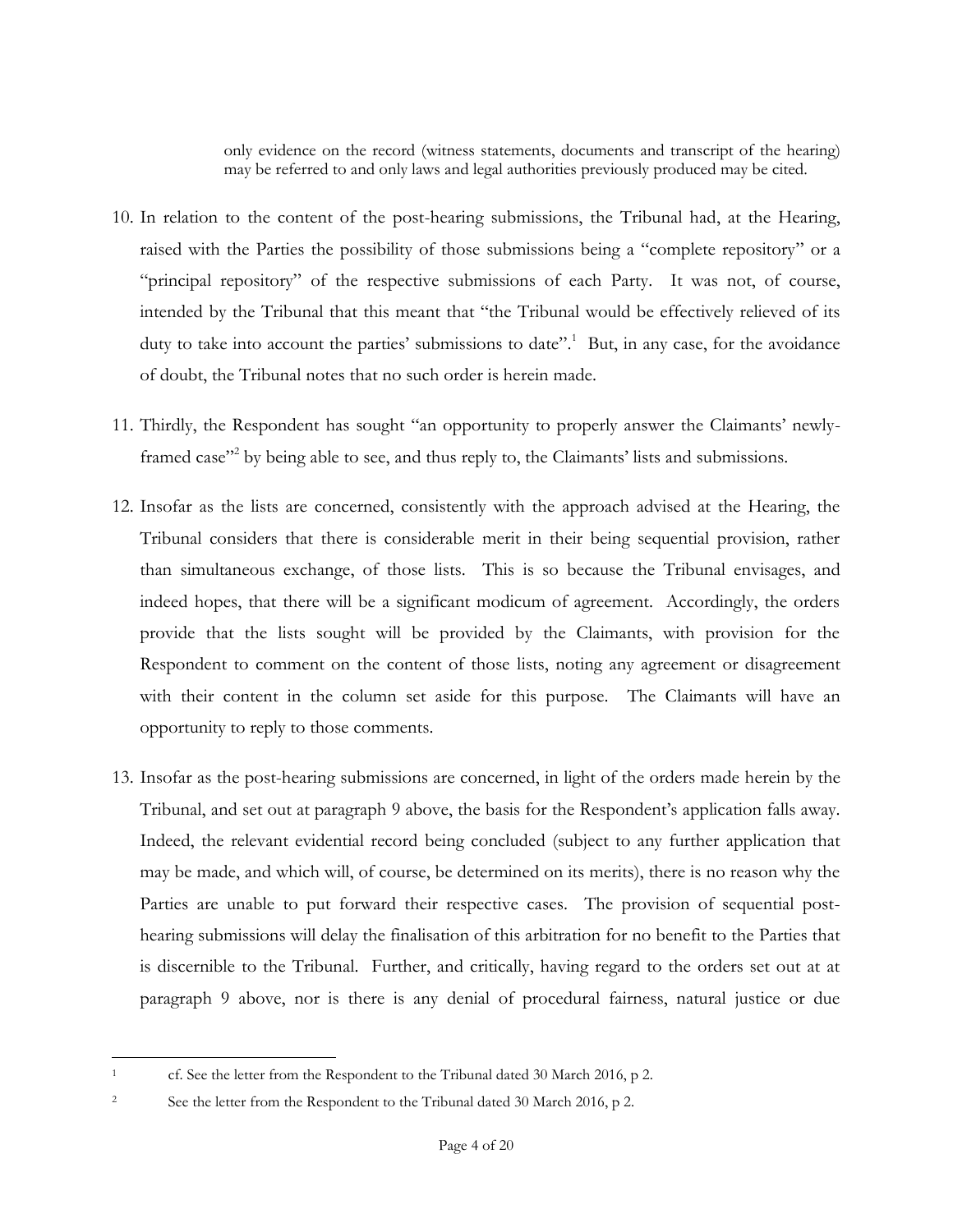> only evidence on the record (witness statements, documents and transcript of the hearing) may be referred to and only laws and legal authorities previously produced may be cited.

10. In relation to the content of the post-hearing submissions, the Tribunal had, at the Hearing, raised with the Parties the possibility of those submissions being a "complete repository" or a "principal repository" of the respective submissions of each Party. It was not, of course, intended by the Tribunal that this meant that "the Tribunal would be effectively relieved of its duty to take into account the parties' submissions to date".[1] But, in any case, for the avoidance of doubt, the Tribunal notes that no such order is herein made.

11. Thirdly, the Respondent has sought "an opportunity to properly answer the Claimants' newly-framed case"[2] by being able to see, and thus reply to, the Claimants' lists and submissions.

12. Insofar as the lists are concerned, consistently with the approach advised at the Hearing, the Tribunal considers that there is considerable merit in their being sequential provision, rather than simultaneous exchange, of those lists. This is so because the Tribunal envisages, and indeed hopes, that there will be a significant modicum of agreement. Accordingly, the orders provide that the lists sought will be provided by the Claimants, with provision for the Respondent to comment on the content of those lists, noting any agreement or disagreement with their content in the column set aside for this purpose. The Claimants will have an opportunity to reply to those comments.

13. Insofar as the post-hearing submissions are concerned, in light of the orders made herein by the Tribunal, and set out at paragraph 9 above, the basis for the Respondent's application falls away. Indeed, the relevant evidential record being concluded (subject to any further application that may be made, and which will, of course, be determined on its merits), there is no reason why the Parties are unable to put forward their respective cases. The provision of sequential post-hearing submissions will delay the finalisation of this arbitration for no benefit to the Parties that is discernible to the Tribunal. Further, and critically, having regard to the orders set out at at paragraph 9 above, nor is there is any denial of procedural fairness, natural justice or due

---

[1] cf. See the letter from the Respondent to the Tribunal dated 30 March 2016, p 2.

[2] See the letter from the Respondent to the Tribunal dated 30 March 2016, p 2.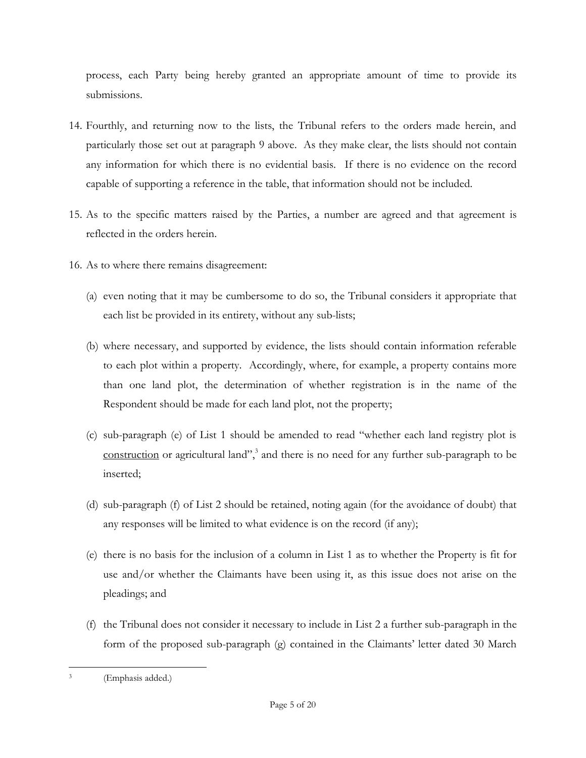process, each Party being hereby granted an appropriate amount of time to provide its submissions.

14. Fourthly, and returning now to the lists, the Tribunal refers to the orders made herein, and particularly those set out at paragraph 9 above. As they make clear, the lists should not contain any information for which there is no evidential basis. If there is no evidence on the record capable of supporting a reference in the table, that information should not be included.

15. As to the specific matters raised by the Parties, a number are agreed and that agreement is reflected in the orders herein.

16. As to where there remains disagreement:

    (a) even noting that it may be cumbersome to do so, the Tribunal considers it appropriate that each list be provided in its entirety, without any sub-lists;

    (b) where necessary, and supported by evidence, the lists should contain information referable to each plot within a property. Accordingly, where, for example, a property contains more than one land plot, the determination of whether registration is in the name of the Respondent should be made for each land plot, not the property;

    (c) sub-paragraph (e) of List 1 should be amended to read "whether each land registry plot is <u>construction</u> or agricultural land",[3] and there is no need for any further sub-paragraph to be inserted;

    (d) sub-paragraph (f) of List 2 should be retained, noting again (for the avoidance of doubt) that any responses will be limited to what evidence is on the record (if any);

    (e) there is no basis for the inclusion of a column in List 1 as to whether the Property is fit for use and/or whether the Claimants have been using it, as this issue does not arise on the pleadings; and

    (f) the Tribunal does not consider it necessary to include in List 2 a further sub-paragraph in the form of the proposed sub-paragraph (g) contained in the Claimants' letter dated 30 March

---

[3] (Emphasis added.)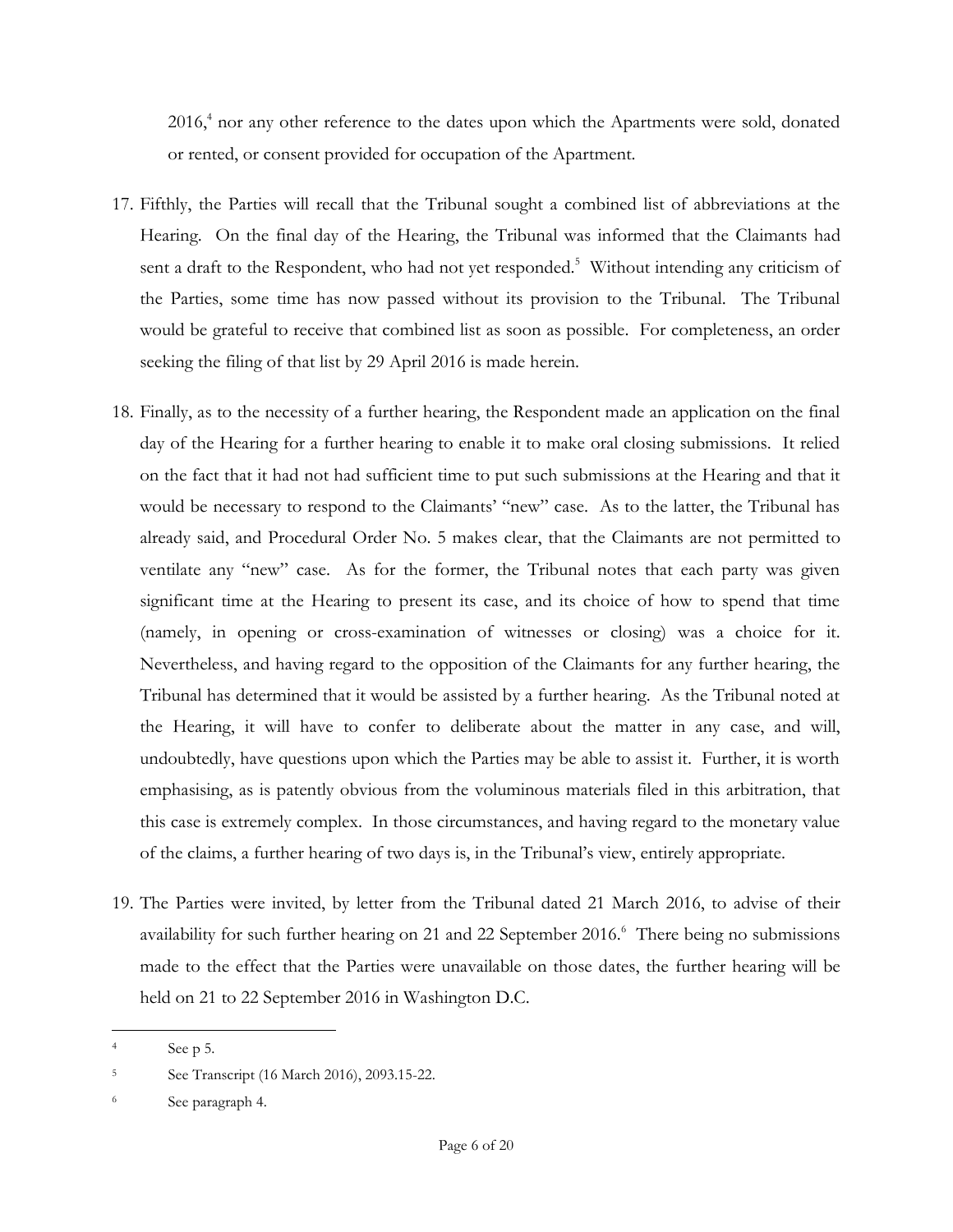2016,[4] nor any other reference to the dates upon which the Apartments were sold, donated or rented, or consent provided for occupation of the Apartment.

17. Fifthly, the Parties will recall that the Tribunal sought a combined list of abbreviations at the Hearing. On the final day of the Hearing, the Tribunal was informed that the Claimants had sent a draft to the Respondent, who had not yet responded.[5] Without intending any criticism of the Parties, some time has now passed without its provision to the Tribunal. The Tribunal would be grateful to receive that combined list as soon as possible. For completeness, an order seeking the filing of that list by 29 April 2016 is made herein.

18. Finally, as to the necessity of a further hearing, the Respondent made an application on the final day of the Hearing for a further hearing to enable it to make oral closing submissions. It relied on the fact that it had not had sufficient time to put such submissions at the Hearing and that it would be necessary to respond to the Claimants' "new" case. As to the latter, the Tribunal has already said, and Procedural Order No. 5 makes clear, that the Claimants are not permitted to ventilate any "new" case. As for the former, the Tribunal notes that each party was given significant time at the Hearing to present its case, and its choice of how to spend that time (namely, in opening or cross-examination of witnesses or closing) was a choice for it. Nevertheless, and having regard to the opposition of the Claimants for any further hearing, the Tribunal has determined that it would be assisted by a further hearing. As the Tribunal noted at the Hearing, it will have to confer to deliberate about the matter in any case, and will, undoubtedly, have questions upon which the Parties may be able to assist it. Further, it is worth emphasising, as is patently obvious from the voluminous materials filed in this arbitration, that this case is extremely complex. In those circumstances, and having regard to the monetary value of the claims, a further hearing of two days is, in the Tribunal's view, entirely appropriate.

19. The Parties were invited, by letter from the Tribunal dated 21 March 2016, to advise of their availability for such further hearing on 21 and 22 September 2016.[6] There being no submissions made to the effect that the Parties were unavailable on those dates, the further hearing will be held on 21 to 22 September 2016 in Washington D.C.

---

[4] See p 5.

[5] See Transcript (16 March 2016), 2093.15-22.

[6] See paragraph 4.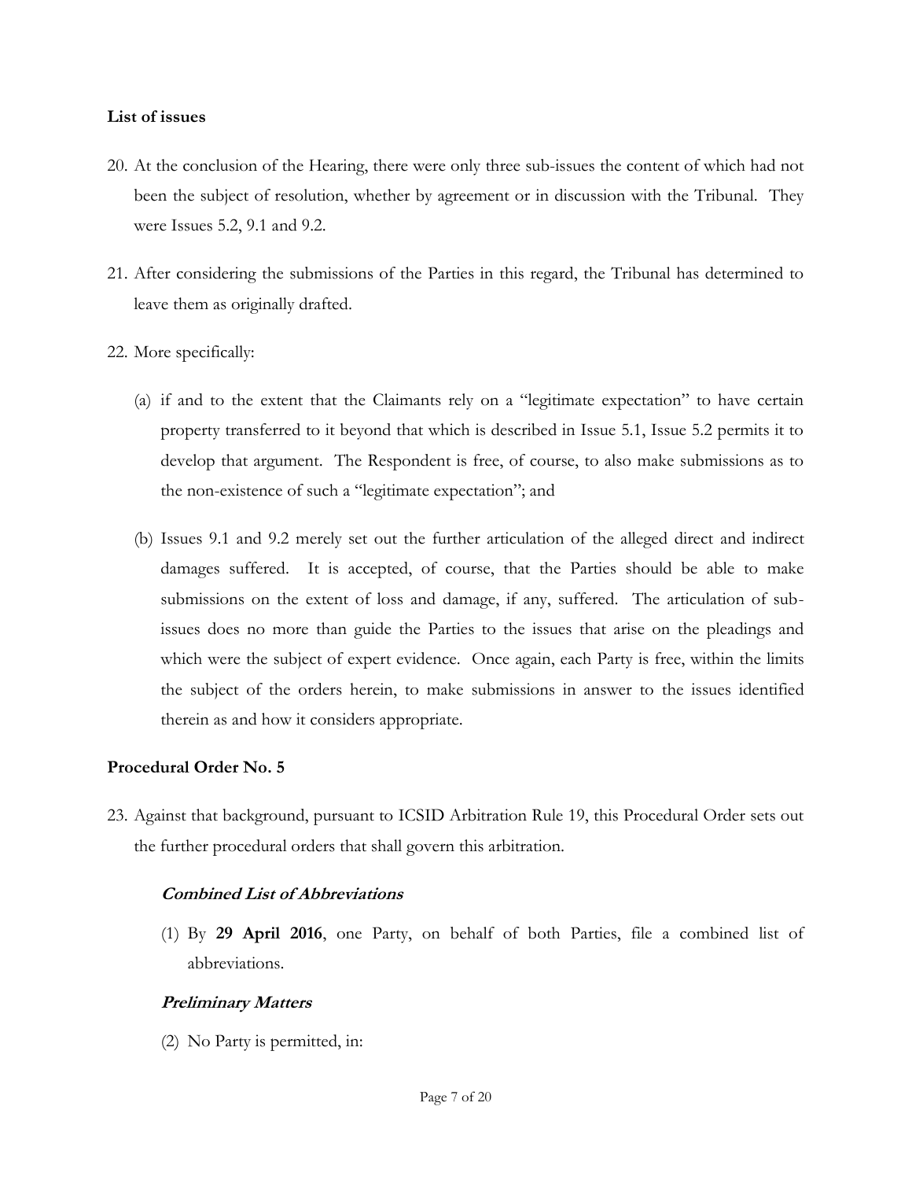**List of issues**

20. At the conclusion of the Hearing, there were only three sub-issues the content of which had not been the subject of resolution, whether by agreement or in discussion with the Tribunal. They were Issues 5.2, 9.1 and 9.2.

21. After considering the submissions of the Parties in this regard, the Tribunal has determined to leave them as originally drafted.

22. More specifically:

    (a) if and to the extent that the Claimants rely on a "legitimate expectation" to have certain property transferred to it beyond that which is described in Issue 5.1, Issue 5.2 permits it to develop that argument. The Respondent is free, of course, to also make submissions as to the non-existence of such a "legitimate expectation"; and

    (b) Issues 9.1 and 9.2 merely set out the further articulation of the alleged direct and indirect damages suffered. It is accepted, of course, that the Parties should be able to make submissions on the extent of loss and damage, if any, suffered. The articulation of sub-issues does no more than guide the Parties to the issues that arise on the pleadings and which were the subject of expert evidence. Once again, each Party is free, within the limits the subject of the orders herein, to make submissions in answer to the issues identified therein as and how it considers appropriate.

**Procedural Order No. 5**

23. Against that background, pursuant to ICSID Arbitration Rule 19, this Procedural Order sets out the further procedural orders that shall govern this arbitration.

    ***Combined List of Abbreviations***

    (1) By **29 April 2016**, one Party, on behalf of both Parties, file a combined list of abbreviations.

    ***Preliminary Matters***

    (2) No Party is permitted, in: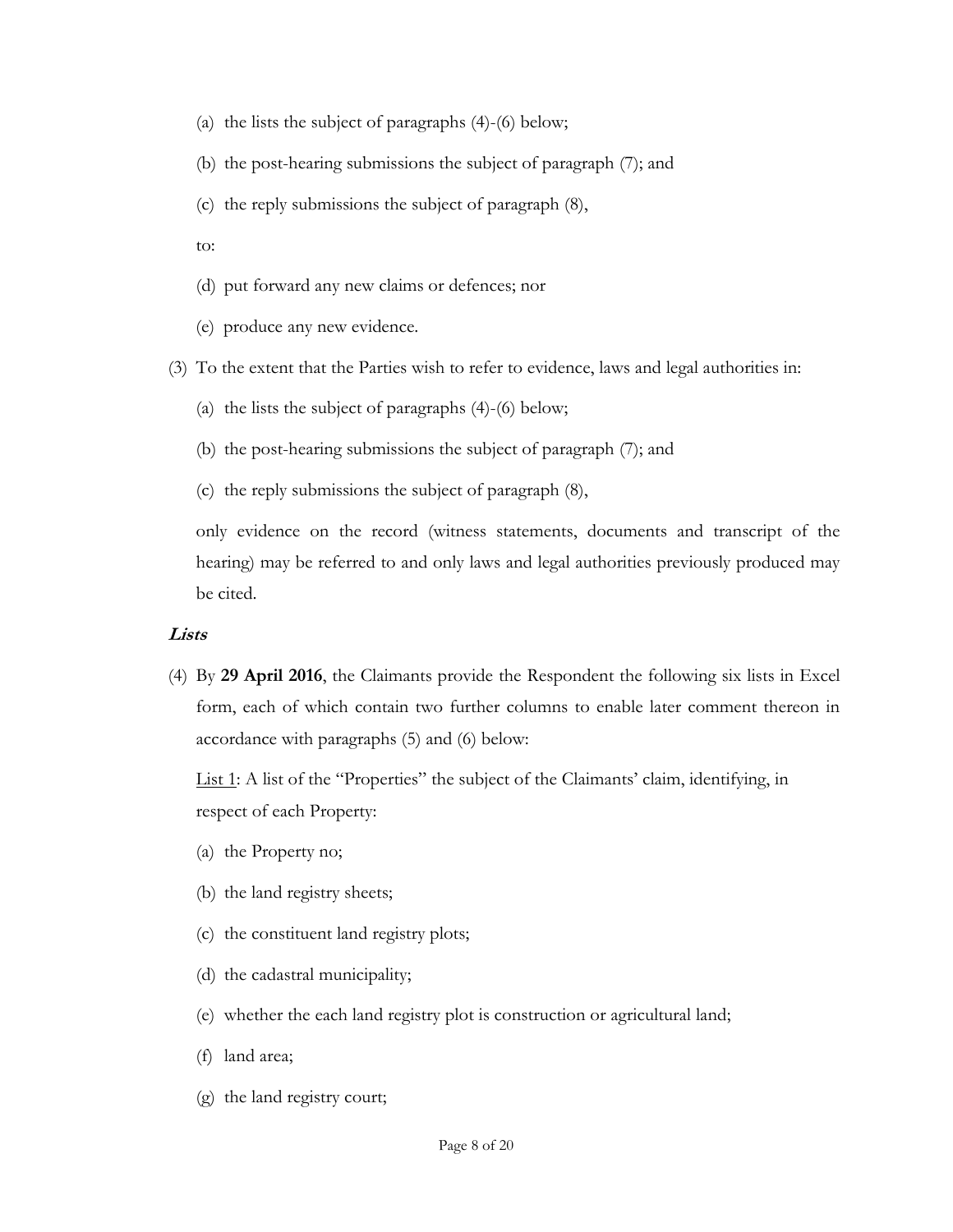(a) the lists the subject of paragraphs (4)-(6) below;

(b) the post-hearing submissions the subject of paragraph (7); and

(c) the reply submissions the subject of paragraph (8),

to:

(d) put forward any new claims or defences; nor

(e) produce any new evidence.

(3) To the extent that the Parties wish to refer to evidence, laws and legal authorities in:

(a) the lists the subject of paragraphs (4)-(6) below;

(b) the post-hearing submissions the subject of paragraph (7); and

(c) the reply submissions the subject of paragraph (8),

only evidence on the record (witness statements, documents and transcript of the hearing) may be referred to and only laws and legal authorities previously produced may be cited.

***Lists***

(4) By **29 April 2016**, the Claimants provide the Respondent the following six lists in Excel form, each of which contain two further columns to enable later comment thereon in accordance with paragraphs (5) and (6) below:

<u>List 1</u>: A list of the "Properties" the subject of the Claimants' claim, identifying, in respect of each Property:

(a) the Property no;

(b) the land registry sheets;

(c) the constituent land registry plots;

(d) the cadastral municipality;

(e) whether the each land registry plot is construction or agricultural land;

(f) land area;

(g) the land registry court;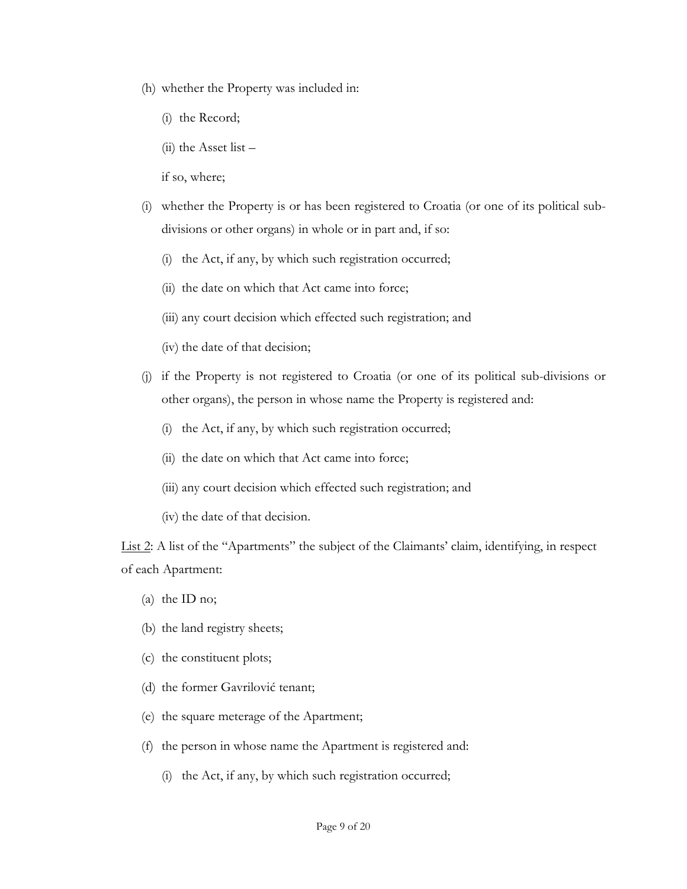(h) whether the Property was included in:

  (i) the Record;

  (ii) the Asset list –

  if so, where;

(i) whether the Property is or has been registered to Croatia (or one of its political sub-divisions or other organs) in whole or in part and, if so:

  (i) the Act, if any, by which such registration occurred;

  (ii) the date on which that Act came into force;

  (iii) any court decision which effected such registration; and

  (iv) the date of that decision;

(j) if the Property is not registered to Croatia (or one of its political sub-divisions or other organs), the person in whose name the Property is registered and:

  (i) the Act, if any, by which such registration occurred;

  (ii) the date on which that Act came into force;

  (iii) any court decision which effected such registration; and

  (iv) the date of that decision.

<u>List 2</u>: A list of the "Apartments" the subject of the Claimants' claim, identifying, in respect of each Apartment:

(a) the ID no;

(b) the land registry sheets;

(c) the constituent plots;

(d) the former Gavrilović tenant;

(e) the square meterage of the Apartment;

(f) the person in whose name the Apartment is registered and:

  (i) the Act, if any, by which such registration occurred;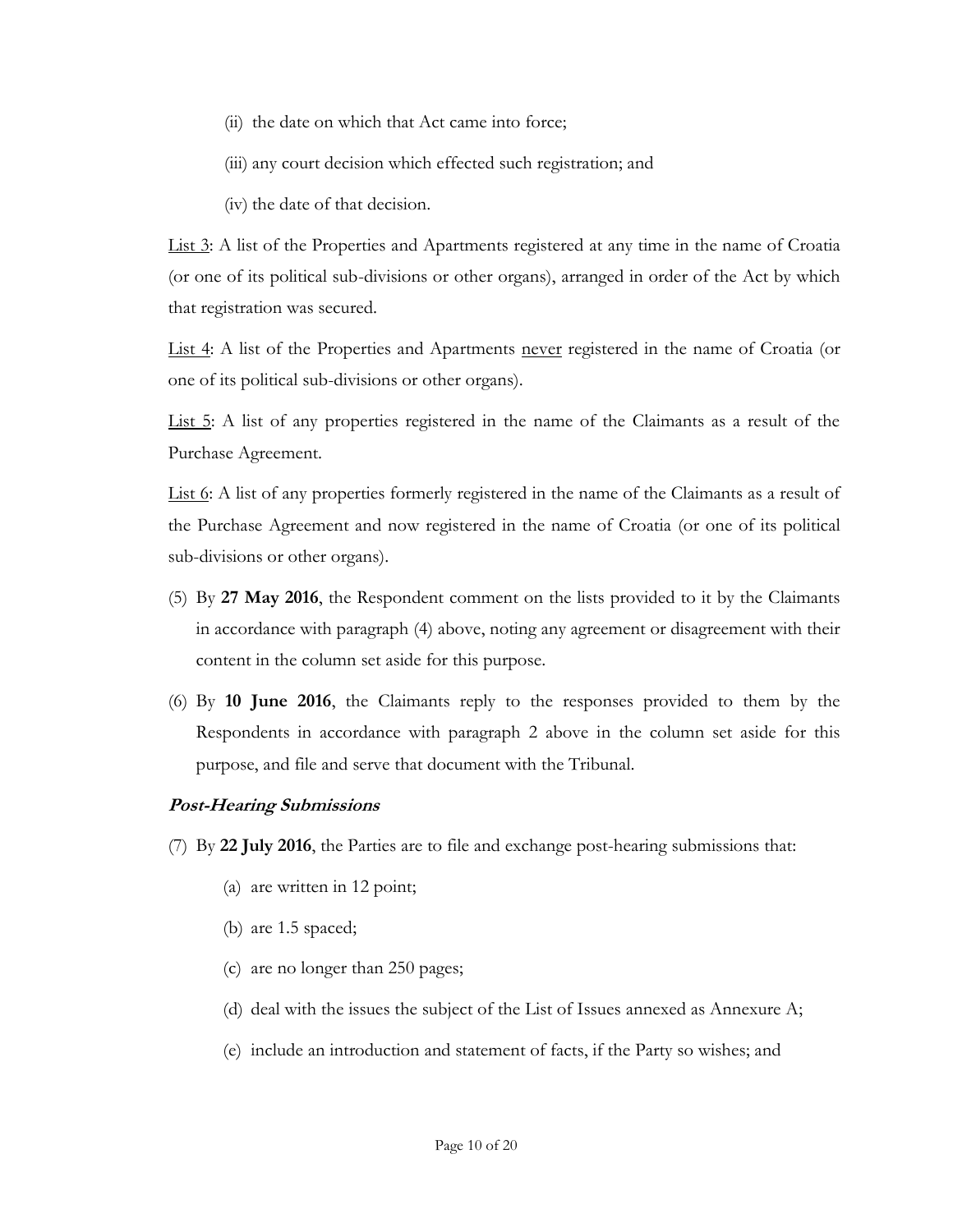(ii) the date on which that Act came into force;

(iii) any court decision which effected such registration; and

(iv) the date of that decision.

<u>List 3</u>: A list of the Properties and Apartments registered at any time in the name of Croatia (or one of its political sub-divisions or other organs), arranged in order of the Act by which that registration was secured.

<u>List 4</u>: A list of the Properties and Apartments <u>never</u> registered in the name of Croatia (or one of its political sub-divisions or other organs).

<u>List 5</u>: A list of any properties registered in the name of the Claimants as a result of the Purchase Agreement.

<u>List 6</u>: A list of any properties formerly registered in the name of the Claimants as a result of the Purchase Agreement and now registered in the name of Croatia (or one of its political sub-divisions or other organs).

(5) By **27 May 2016**, the Respondent comment on the lists provided to it by the Claimants in accordance with paragraph (4) above, noting any agreement or disagreement with their content in the column set aside for this purpose.

(6) By **10 June 2016**, the Claimants reply to the responses provided to them by the Respondents in accordance with paragraph 2 above in the column set aside for this purpose, and file and serve that document with the Tribunal.

***Post-Hearing Submissions***

(7) By **22 July 2016**, the Parties are to file and exchange post-hearing submissions that:

(a) are written in 12 point;

(b) are 1.5 spaced;

(c) are no longer than 250 pages;

(d) deal with the issues the subject of the List of Issues annexed as Annexure A;

(e) include an introduction and statement of facts, if the Party so wishes; and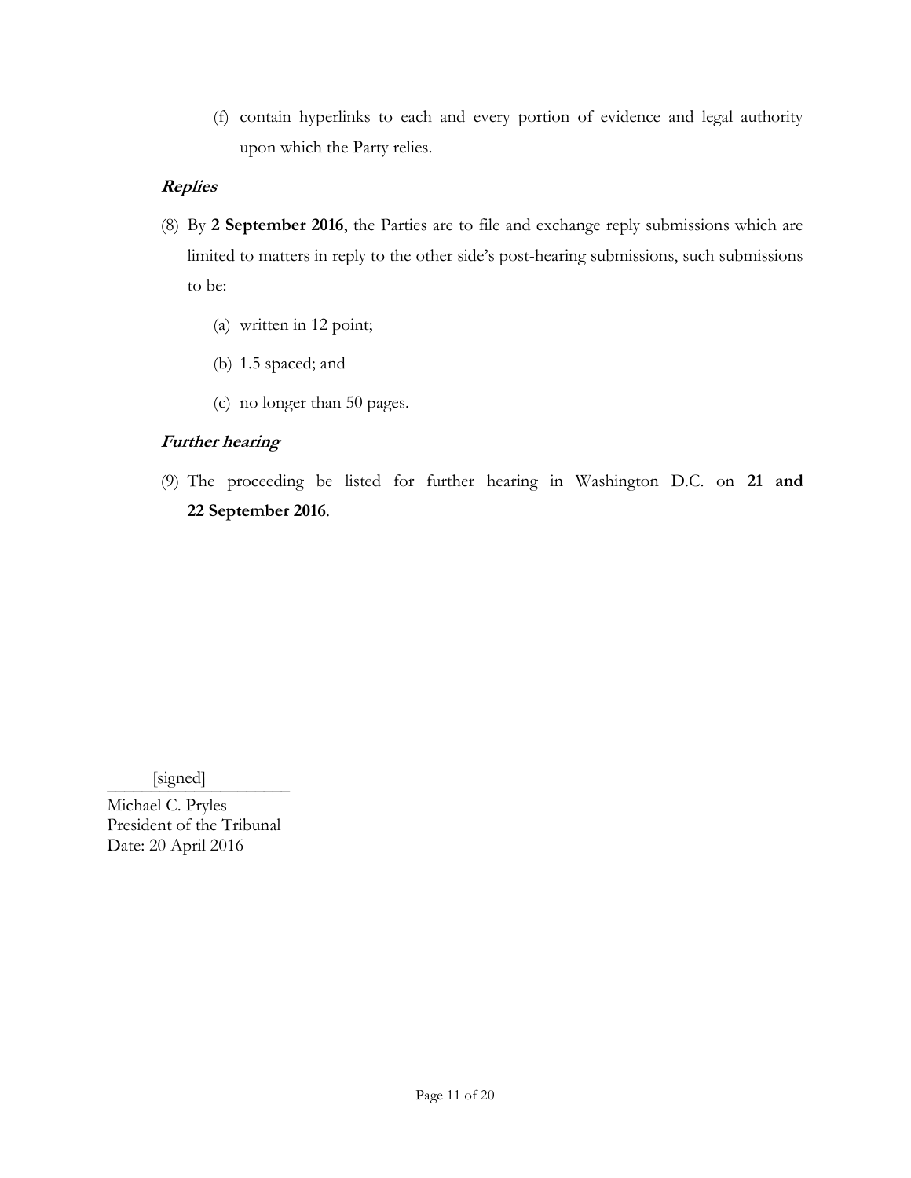(f) contain hyperlinks to each and every portion of evidence and legal authority upon which the Party relies.

***Replies***

(8) By **2 September 2016**, the Parties are to file and exchange reply submissions which are limited to matters in reply to the other side's post-hearing submissions, such submissions to be:

(a) written in 12 point;

(b) 1.5 spaced; and

(c) no longer than 50 pages.

***Further hearing***

(9) The proceeding be listed for further hearing in Washington D.C. on **21 and 22 September 2016**.

[signed]

Michael C. Pryles
President of the Tribunal
Date: 20 April 2016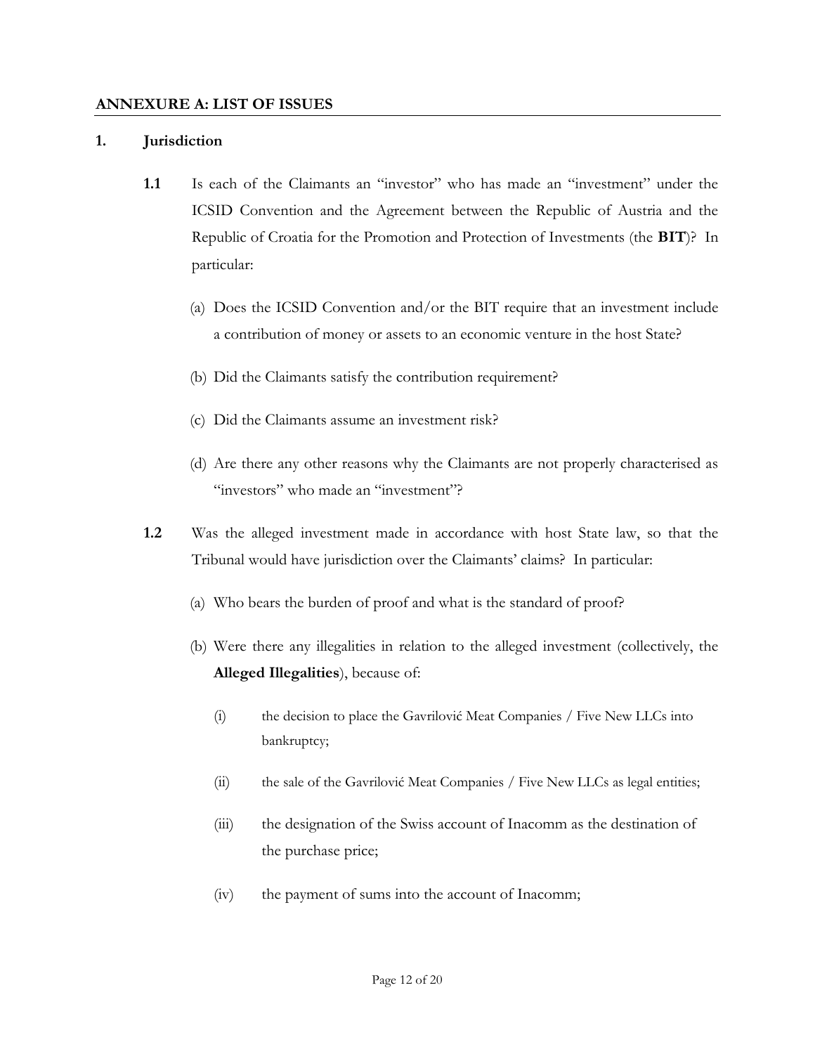**ANNEXURE A: LIST OF ISSUES**

**1. Jurisdiction**

**1.1** Is each of the Claimants an "investor" who has made an "investment" under the ICSID Convention and the Agreement between the Republic of Austria and the Republic of Croatia for the Promotion and Protection of Investments (the **BIT**)? In particular:

(a) Does the ICSID Convention and/or the BIT require that an investment include a contribution of money or assets to an economic venture in the host State?

(b) Did the Claimants satisfy the contribution requirement?

(c) Did the Claimants assume an investment risk?

(d) Are there any other reasons why the Claimants are not properly characterised as "investors" who made an "investment"?

**1.2** Was the alleged investment made in accordance with host State law, so that the Tribunal would have jurisdiction over the Claimants' claims? In particular:

(a) Who bears the burden of proof and what is the standard of proof?

(b) Were there any illegalities in relation to the alleged investment (collectively, the **Alleged Illegalities**), because of:

(i) the decision to place the Gavrilović Meat Companies / Five New LLCs into bankruptcy;

(ii) the sale of the Gavrilović Meat Companies / Five New LLCs as legal entities;

(iii) the designation of the Swiss account of Inacomm as the destination of the purchase price;

(iv) the payment of sums into the account of Inacomm;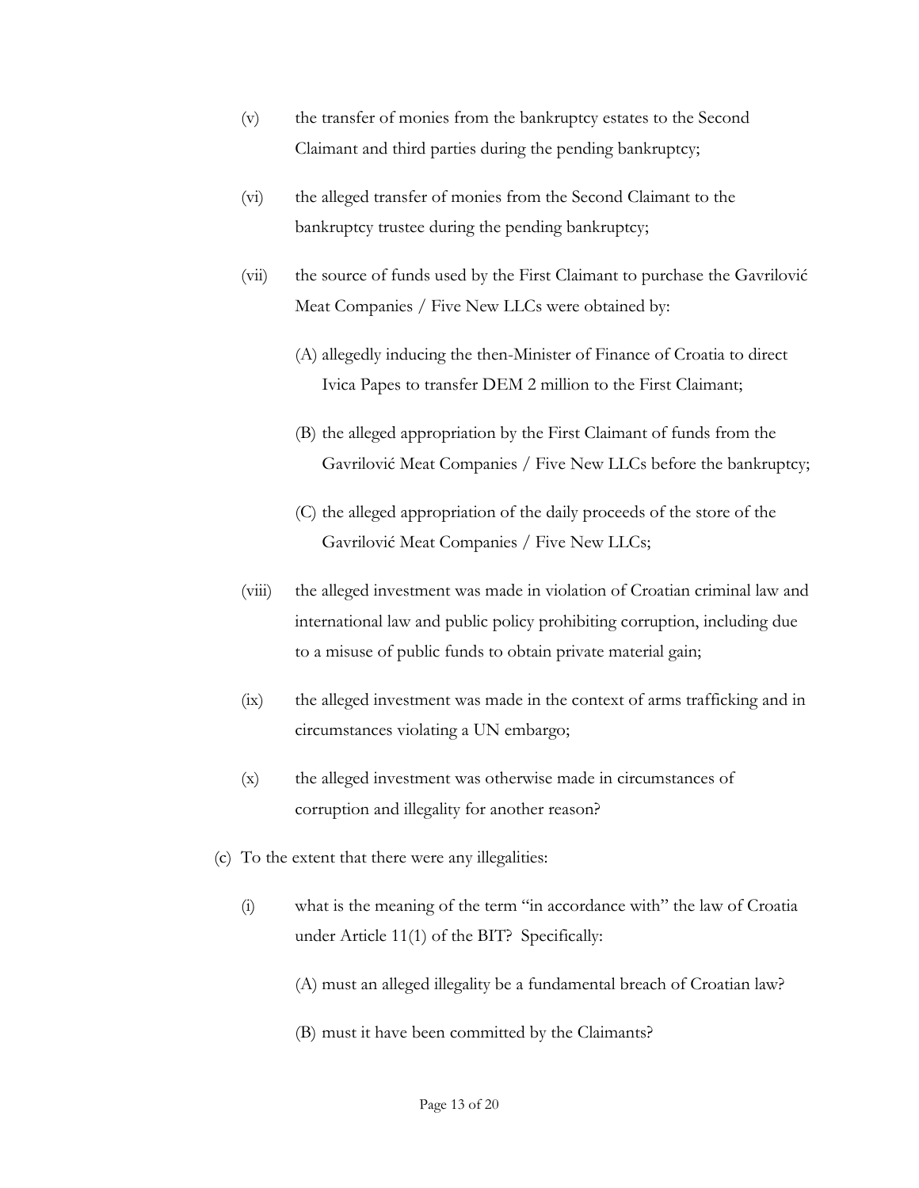(v) the transfer of monies from the bankruptcy estates to the Second Claimant and third parties during the pending bankruptcy;

(vi) the alleged transfer of monies from the Second Claimant to the bankruptcy trustee during the pending bankruptcy;

(vii) the source of funds used by the First Claimant to purchase the Gavrilović Meat Companies / Five New LLCs were obtained by:

(A) allegedly inducing the then-Minister of Finance of Croatia to direct Ivica Papes to transfer DEM 2 million to the First Claimant;

(B) the alleged appropriation by the First Claimant of funds from the Gavrilović Meat Companies / Five New LLCs before the bankruptcy;

(C) the alleged appropriation of the daily proceeds of the store of the Gavrilović Meat Companies / Five New LLCs;

(viii) the alleged investment was made in violation of Croatian criminal law and international law and public policy prohibiting corruption, including due to a misuse of public funds to obtain private material gain;

(ix) the alleged investment was made in the context of arms trafficking and in circumstances violating a UN embargo;

(x) the alleged investment was otherwise made in circumstances of corruption and illegality for another reason?

(c) To the extent that there were any illegalities:

(i) what is the meaning of the term "in accordance with" the law of Croatia under Article 11(1) of the BIT? Specifically:

(A) must an alleged illegality be a fundamental breach of Croatian law?

(B) must it have been committed by the Claimants?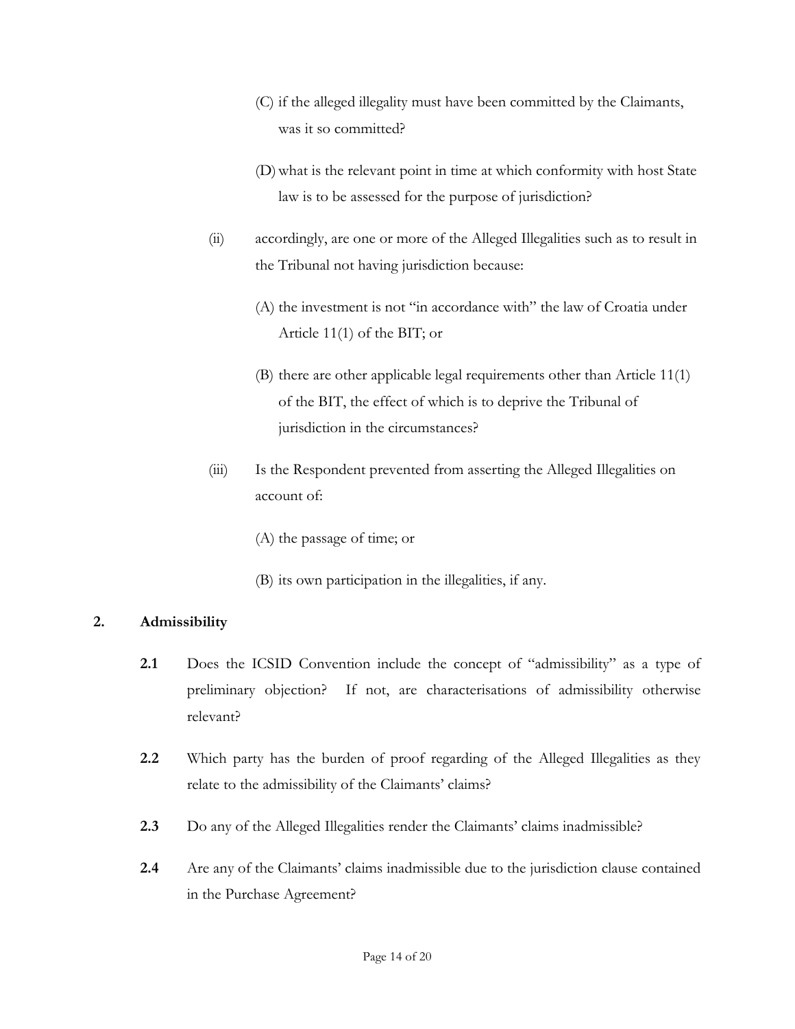(C) if the alleged illegality must have been committed by the Claimants, was it so committed?

(D) what is the relevant point in time at which conformity with host State law is to be assessed for the purpose of jurisdiction?

(ii) accordingly, are one or more of the Alleged Illegalities such as to result in the Tribunal not having jurisdiction because:

(A) the investment is not "in accordance with" the law of Croatia under Article 11(1) of the BIT; or

(B) there are other applicable legal requirements other than Article 11(1) of the BIT, the effect of which is to deprive the Tribunal of jurisdiction in the circumstances?

(iii) Is the Respondent prevented from asserting the Alleged Illegalities on account of:

(A) the passage of time; or

(B) its own participation in the illegalities, if any.

## 2. Admissibility

**2.1** Does the ICSID Convention include the concept of "admissibility" as a type of preliminary objection? If not, are characterisations of admissibility otherwise relevant?

**2.2** Which party has the burden of proof regarding of the Alleged Illegalities as they relate to the admissibility of the Claimants' claims?

**2.3** Do any of the Alleged Illegalities render the Claimants' claims inadmissible?

**2.4** Are any of the Claimants' claims inadmissible due to the jurisdiction clause contained in the Purchase Agreement?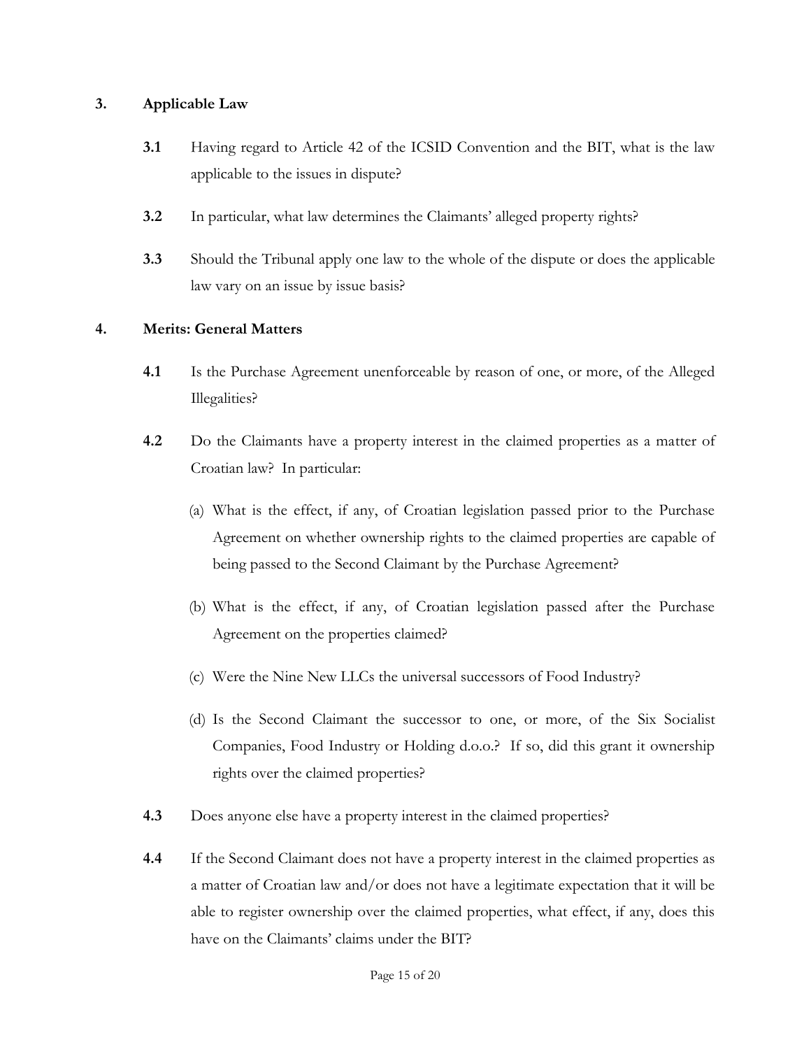## 3. Applicable Law

**3.1** Having regard to Article 42 of the ICSID Convention and the BIT, what is the law applicable to the issues in dispute?

**3.2** In particular, what law determines the Claimants' alleged property rights?

**3.3** Should the Tribunal apply one law to the whole of the dispute or does the applicable law vary on an issue by issue basis?

## 4. Merits: General Matters

**4.1** Is the Purchase Agreement unenforceable by reason of one, or more, of the Alleged Illegalities?

**4.2** Do the Claimants have a property interest in the claimed properties as a matter of Croatian law? In particular:

(a) What is the effect, if any, of Croatian legislation passed prior to the Purchase Agreement on whether ownership rights to the claimed properties are capable of being passed to the Second Claimant by the Purchase Agreement?

(b) What is the effect, if any, of Croatian legislation passed after the Purchase Agreement on the properties claimed?

(c) Were the Nine New LLCs the universal successors of Food Industry?

(d) Is the Second Claimant the successor to one, or more, of the Six Socialist Companies, Food Industry or Holding d.o.o.? If so, did this grant it ownership rights over the claimed properties?

**4.3** Does anyone else have a property interest in the claimed properties?

**4.4** If the Second Claimant does not have a property interest in the claimed properties as a matter of Croatian law and/or does not have a legitimate expectation that it will be able to register ownership over the claimed properties, what effect, if any, does this have on the Claimants' claims under the BIT?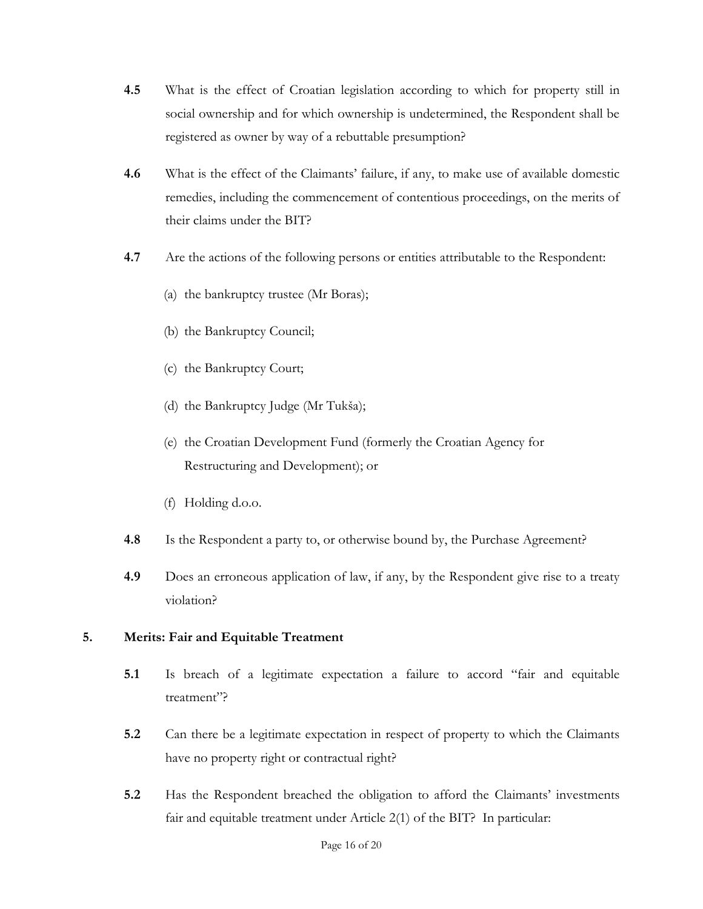**4.5** What is the effect of Croatian legislation according to which for property still in social ownership and for which ownership is undetermined, the Respondent shall be registered as owner by way of a rebuttable presumption?

**4.6** What is the effect of the Claimants' failure, if any, to make use of available domestic remedies, including the commencement of contentious proceedings, on the merits of their claims under the BIT?

**4.7** Are the actions of the following persons or entities attributable to the Respondent:

(a) the bankruptcy trustee (Mr Boras);

(b) the Bankruptcy Council;

(c) the Bankruptcy Court;

(d) the Bankruptcy Judge (Mr Tukša);

(e) the Croatian Development Fund (formerly the Croatian Agency for Restructuring and Development); or

(f) Holding d.o.o.

**4.8** Is the Respondent a party to, or otherwise bound by, the Purchase Agreement?

**4.9** Does an erroneous application of law, if any, by the Respondent give rise to a treaty violation?

## 5. Merits: Fair and Equitable Treatment

**5.1** Is breach of a legitimate expectation a failure to accord "fair and equitable treatment"?

**5.2** Can there be a legitimate expectation in respect of property to which the Claimants have no property right or contractual right?

**5.2** Has the Respondent breached the obligation to afford the Claimants' investments fair and equitable treatment under Article 2(1) of the BIT? In particular: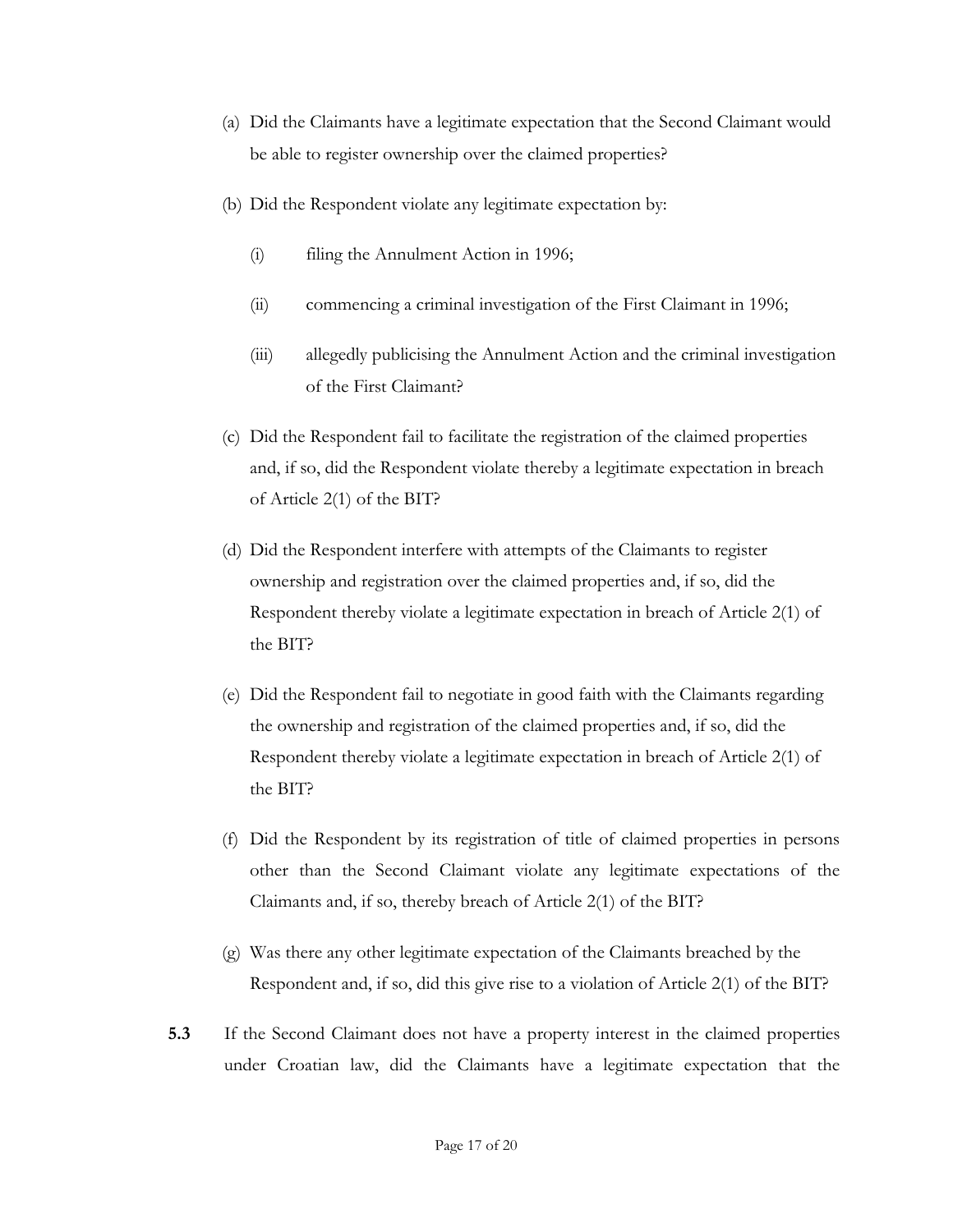(a) Did the Claimants have a legitimate expectation that the Second Claimant would be able to register ownership over the claimed properties?

(b) Did the Respondent violate any legitimate expectation by:

   (i) filing the Annulment Action in 1996;

   (ii) commencing a criminal investigation of the First Claimant in 1996;

   (iii) allegedly publicising the Annulment Action and the criminal investigation of the First Claimant?

(c) Did the Respondent fail to facilitate the registration of the claimed properties and, if so, did the Respondent violate thereby a legitimate expectation in breach of Article 2(1) of the BIT?

(d) Did the Respondent interfere with attempts of the Claimants to register ownership and registration over the claimed properties and, if so, did the Respondent thereby violate a legitimate expectation in breach of Article 2(1) of the BIT?

(e) Did the Respondent fail to negotiate in good faith with the Claimants regarding the ownership and registration of the claimed properties and, if so, did the Respondent thereby violate a legitimate expectation in breach of Article 2(1) of the BIT?

(f) Did the Respondent by its registration of title of claimed properties in persons other than the Second Claimant violate any legitimate expectations of the Claimants and, if so, thereby breach of Article 2(1) of the BIT?

(g) Was there any other legitimate expectation of the Claimants breached by the Respondent and, if so, did this give rise to a violation of Article 2(1) of the BIT?

**5.3** If the Second Claimant does not have a property interest in the claimed properties under Croatian law, did the Claimants have a legitimate expectation that the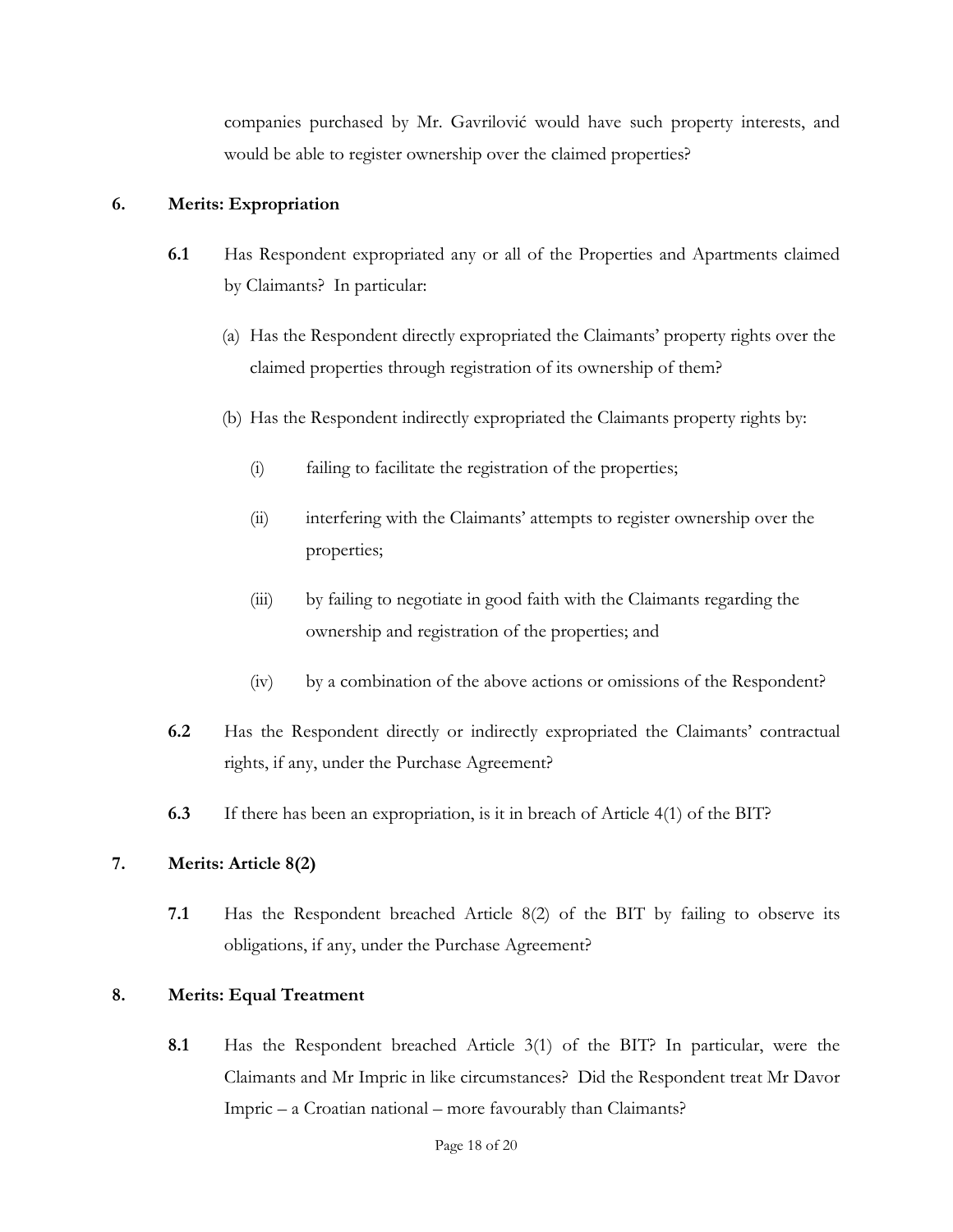companies purchased by Mr. Gavrilović would have such property interests, and would be able to register ownership over the claimed properties?

## 6. Merits: Expropriation

**6.1** Has Respondent expropriated any or all of the Properties and Apartments claimed by Claimants? In particular:

(a) Has the Respondent directly expropriated the Claimants' property rights over the claimed properties through registration of its ownership of them?

(b) Has the Respondent indirectly expropriated the Claimants property rights by:

(i) failing to facilitate the registration of the properties;

(ii) interfering with the Claimants' attempts to register ownership over the properties;

(iii) by failing to negotiate in good faith with the Claimants regarding the ownership and registration of the properties; and

(iv) by a combination of the above actions or omissions of the Respondent?

**6.2** Has the Respondent directly or indirectly expropriated the Claimants' contractual rights, if any, under the Purchase Agreement?

**6.3** If there has been an expropriation, is it in breach of Article 4(1) of the BIT?

## 7. Merits: Article 8(2)

**7.1** Has the Respondent breached Article 8(2) of the BIT by failing to observe its obligations, if any, under the Purchase Agreement?

## 8. Merits: Equal Treatment

**8.1** Has the Respondent breached Article 3(1) of the BIT? In particular, were the Claimants and Mr Impric in like circumstances? Did the Respondent treat Mr Davor Impric – a Croatian national – more favourably than Claimants?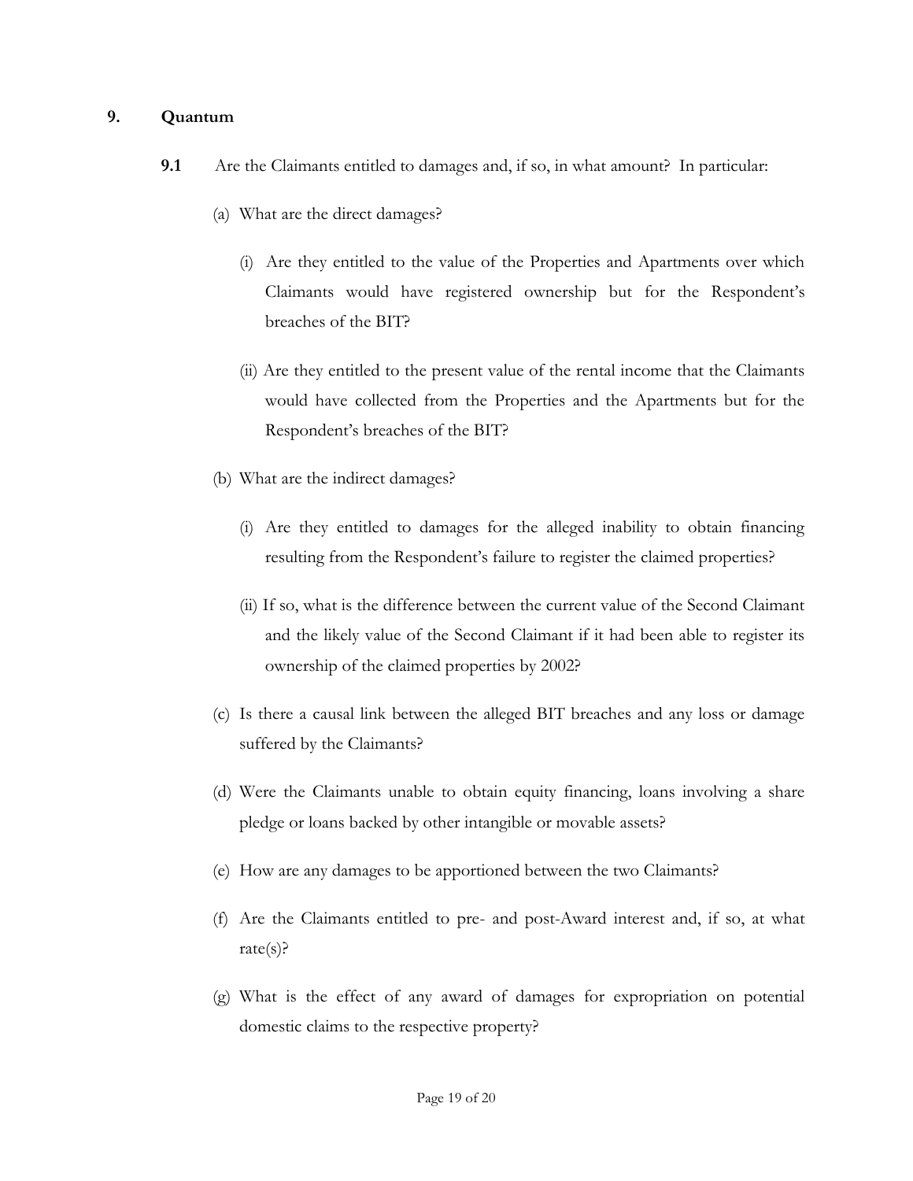## 9. Quantum

**9.1** Are the Claimants entitled to damages and, if so, in what amount? In particular:

(a) What are the direct damages?

(i) Are they entitled to the value of the Properties and Apartments over which Claimants would have registered ownership but for the Respondent's breaches of the BIT?

(ii) Are they entitled to the present value of the rental income that the Claimants would have collected from the Properties and the Apartments but for the Respondent's breaches of the BIT?

(b) What are the indirect damages?

(i) Are they entitled to damages for the alleged inability to obtain financing resulting from the Respondent's failure to register the claimed properties?

(ii) If so, what is the difference between the current value of the Second Claimant and the likely value of the Second Claimant if it had been able to register its ownership of the claimed properties by 2002?

(c) Is there a causal link between the alleged BIT breaches and any loss or damage suffered by the Claimants?

(d) Were the Claimants unable to obtain equity financing, loans involving a share pledge or loans backed by other intangible or movable assets?

(e) How are any damages to be apportioned between the two Claimants?

(f) Are the Claimants entitled to pre- and post-Award interest and, if so, at what rate(s)?

(g) What is the effect of any award of damages for expropriation on potential domestic claims to the respective property?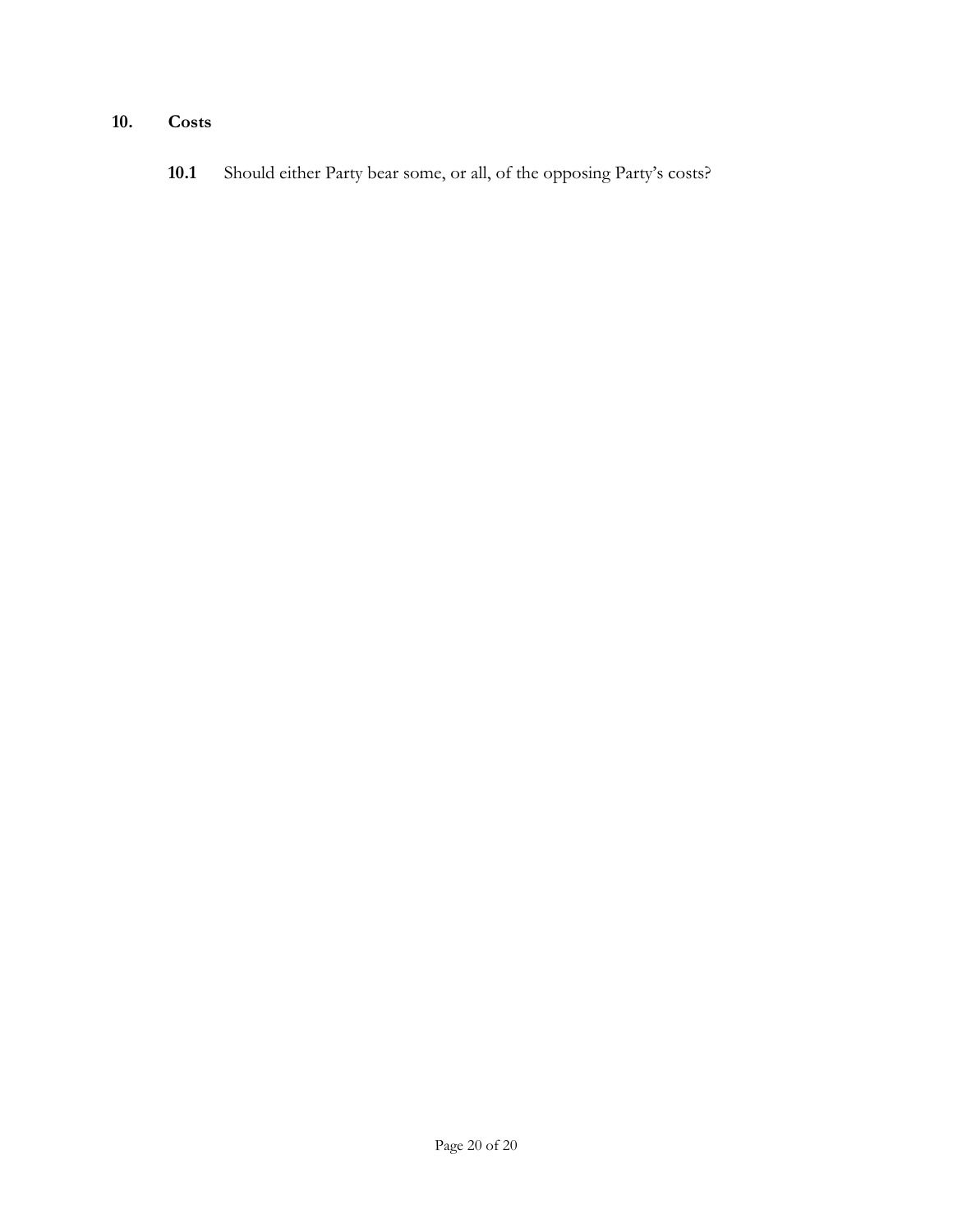## 10. Costs

**10.1** Should either Party bear some, or all, of the opposing Party's costs?